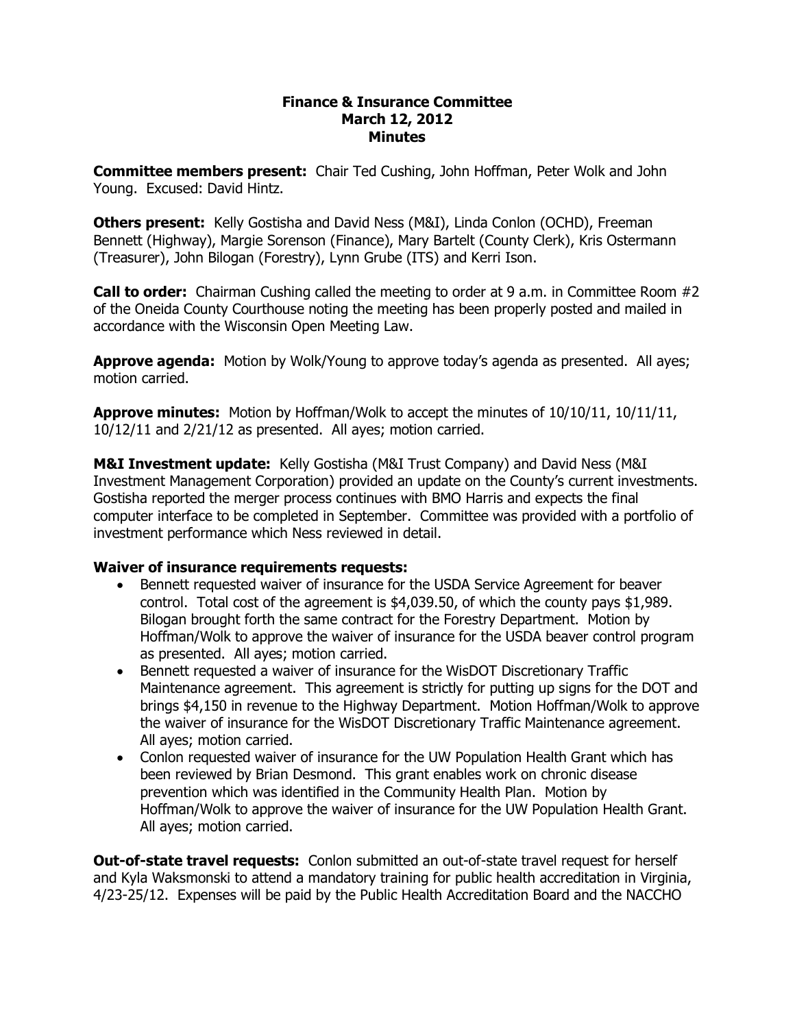**Finance & Insurance Committee**
**March 12, 2012**
**Minutes**

**Committee members present:** Chair Ted Cushing, John Hoffman, Peter Wolk and John Young. Excused: David Hintz.

**Others present:** Kelly Gostisha and David Ness (M&I), Linda Conlon (OCHD), Freeman Bennett (Highway), Margie Sorenson (Finance), Mary Bartelt (County Clerk), Kris Ostermann (Treasurer), John Bilogan (Forestry), Lynn Grube (ITS) and Kerri Ison.

**Call to order:** Chairman Cushing called the meeting to order at 9 a.m. in Committee Room #2 of the Oneida County Courthouse noting the meeting has been properly posted and mailed in accordance with the Wisconsin Open Meeting Law.

**Approve agenda:** Motion by Wolk/Young to approve today's agenda as presented. All ayes; motion carried.

**Approve minutes:** Motion by Hoffman/Wolk to accept the minutes of 10/10/11, 10/11/11, 10/12/11 and 2/21/12 as presented. All ayes; motion carried.

**M&I Investment update:** Kelly Gostisha (M&I Trust Company) and David Ness (M&I Investment Management Corporation) provided an update on the County's current investments. Gostisha reported the merger process continues with BMO Harris and expects the final computer interface to be completed in September. Committee was provided with a portfolio of investment performance which Ness reviewed in detail.

**Waiver of insurance requirements requests:**

- Bennett requested waiver of insurance for the USDA Service Agreement for beaver control. Total cost of the agreement is $4,039.50, of which the county pays $1,989. Bilogan brought forth the same contract for the Forestry Department. Motion by Hoffman/Wolk to approve the waiver of insurance for the USDA beaver control program as presented. All ayes; motion carried.
- Bennett requested a waiver of insurance for the WisDOT Discretionary Traffic Maintenance agreement. This agreement is strictly for putting up signs for the DOT and brings $4,150 in revenue to the Highway Department. Motion Hoffman/Wolk to approve the waiver of insurance for the WisDOT Discretionary Traffic Maintenance agreement. All ayes; motion carried.
- Conlon requested waiver of insurance for the UW Population Health Grant which has been reviewed by Brian Desmond. This grant enables work on chronic disease prevention which was identified in the Community Health Plan. Motion by Hoffman/Wolk to approve the waiver of insurance for the UW Population Health Grant. All ayes; motion carried.

**Out-of-state travel requests:** Conlon submitted an out-of-state travel request for herself and Kyla Waksmonski to attend a mandatory training for public health accreditation in Virginia, 4/23-25/12. Expenses will be paid by the Public Health Accreditation Board and the NACCHO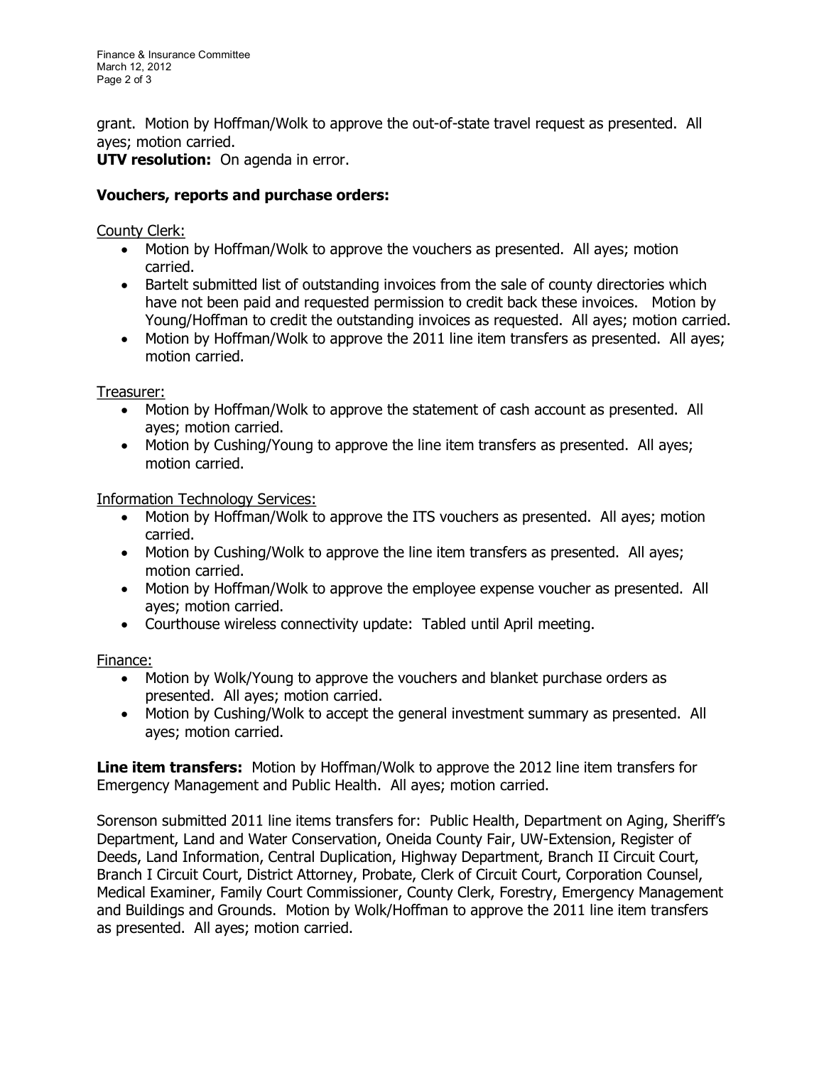grant. Motion by Hoffman/Wolk to approve the out-of-state travel request as presented. All ayes; motion carried.

**UTV resolution:** On agenda in error.

**Vouchers, reports and purchase orders:**

County Clerk:

- Motion by Hoffman/Wolk to approve the vouchers as presented. All ayes; motion carried.
- Bartelt submitted list of outstanding invoices from the sale of county directories which have not been paid and requested permission to credit back these invoices. Motion by Young/Hoffman to credit the outstanding invoices as requested. All ayes; motion carried.
- Motion by Hoffman/Wolk to approve the 2011 line item transfers as presented. All ayes; motion carried.

Treasurer:

- Motion by Hoffman/Wolk to approve the statement of cash account as presented. All ayes; motion carried.
- Motion by Cushing/Young to approve the line item transfers as presented. All ayes; motion carried.

Information Technology Services:

- Motion by Hoffman/Wolk to approve the ITS vouchers as presented. All ayes; motion carried.
- Motion by Cushing/Wolk to approve the line item transfers as presented. All ayes; motion carried.
- Motion by Hoffman/Wolk to approve the employee expense voucher as presented. All ayes; motion carried.
- Courthouse wireless connectivity update: Tabled until April meeting.

Finance:

- Motion by Wolk/Young to approve the vouchers and blanket purchase orders as presented. All ayes; motion carried.
- Motion by Cushing/Wolk to accept the general investment summary as presented. All ayes; motion carried.

**Line item transfers:** Motion by Hoffman/Wolk to approve the 2012 line item transfers for Emergency Management and Public Health. All ayes; motion carried.

Sorenson submitted 2011 line items transfers for: Public Health, Department on Aging, Sheriff's Department, Land and Water Conservation, Oneida County Fair, UW-Extension, Register of Deeds, Land Information, Central Duplication, Highway Department, Branch II Circuit Court, Branch I Circuit Court, District Attorney, Probate, Clerk of Circuit Court, Corporation Counsel, Medical Examiner, Family Court Commissioner, County Clerk, Forestry, Emergency Management and Buildings and Grounds. Motion by Wolk/Hoffman to approve the 2011 line item transfers as presented. All ayes; motion carried.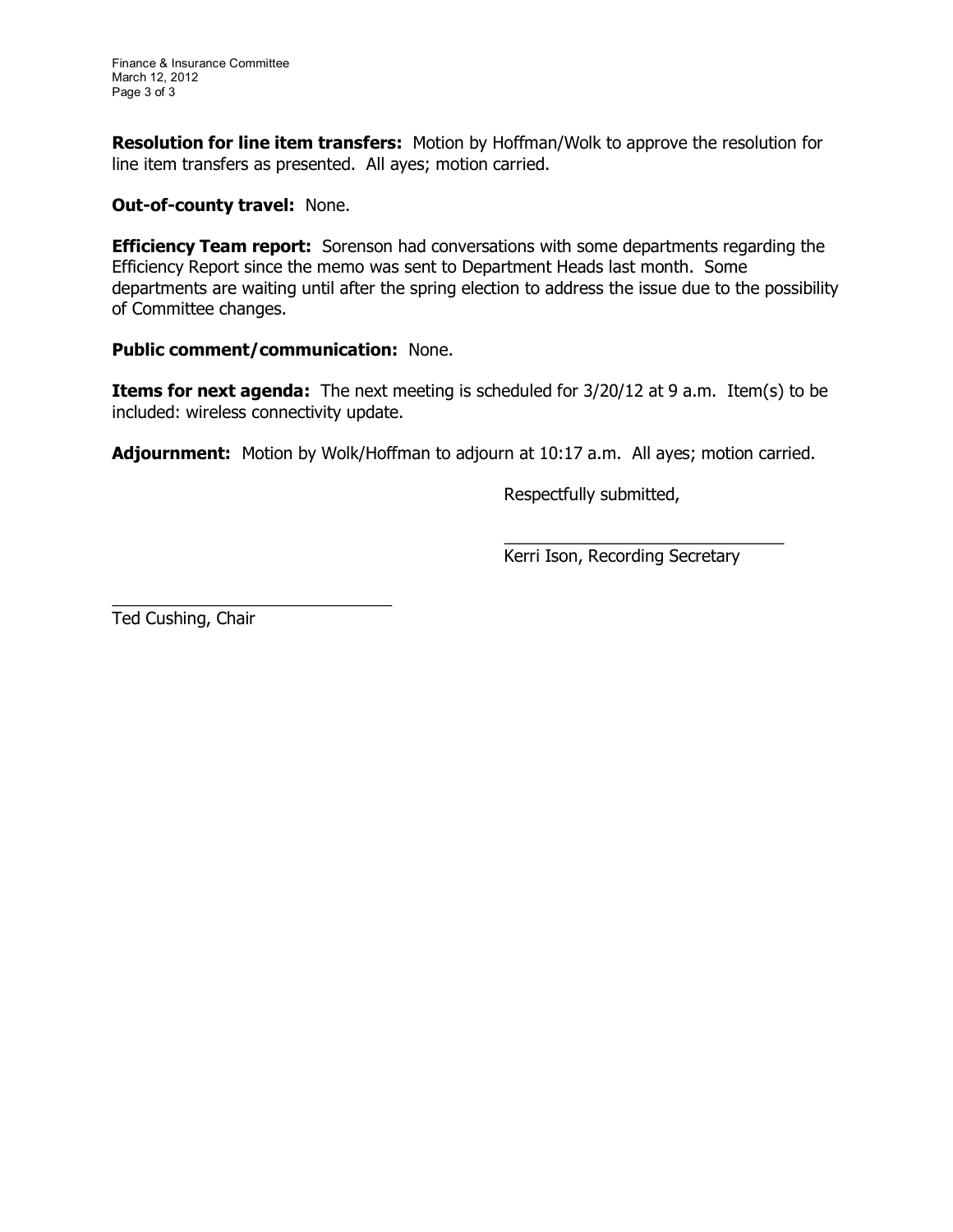**Resolution for line item transfers:** Motion by Hoffman/Wolk to approve the resolution for line item transfers as presented. All ayes; motion carried.

**Out-of-county travel:** None.

**Efficiency Team report:** Sorenson had conversations with some departments regarding the Efficiency Report since the memo was sent to Department Heads last month. Some departments are waiting until after the spring election to address the issue due to the possibility of Committee changes.

**Public comment/communication:** None.

**Items for next agenda:** The next meeting is scheduled for 3/20/12 at 9 a.m. Item(s) to be included: wireless connectivity update.

**Adjournment:** Motion by Wolk/Hoffman to adjourn at 10:17 a.m. All ayes; motion carried.

Respectfully submitted,

_______________________________
Kerri Ison, Recording Secretary

_______________________________
Ted Cushing, Chair